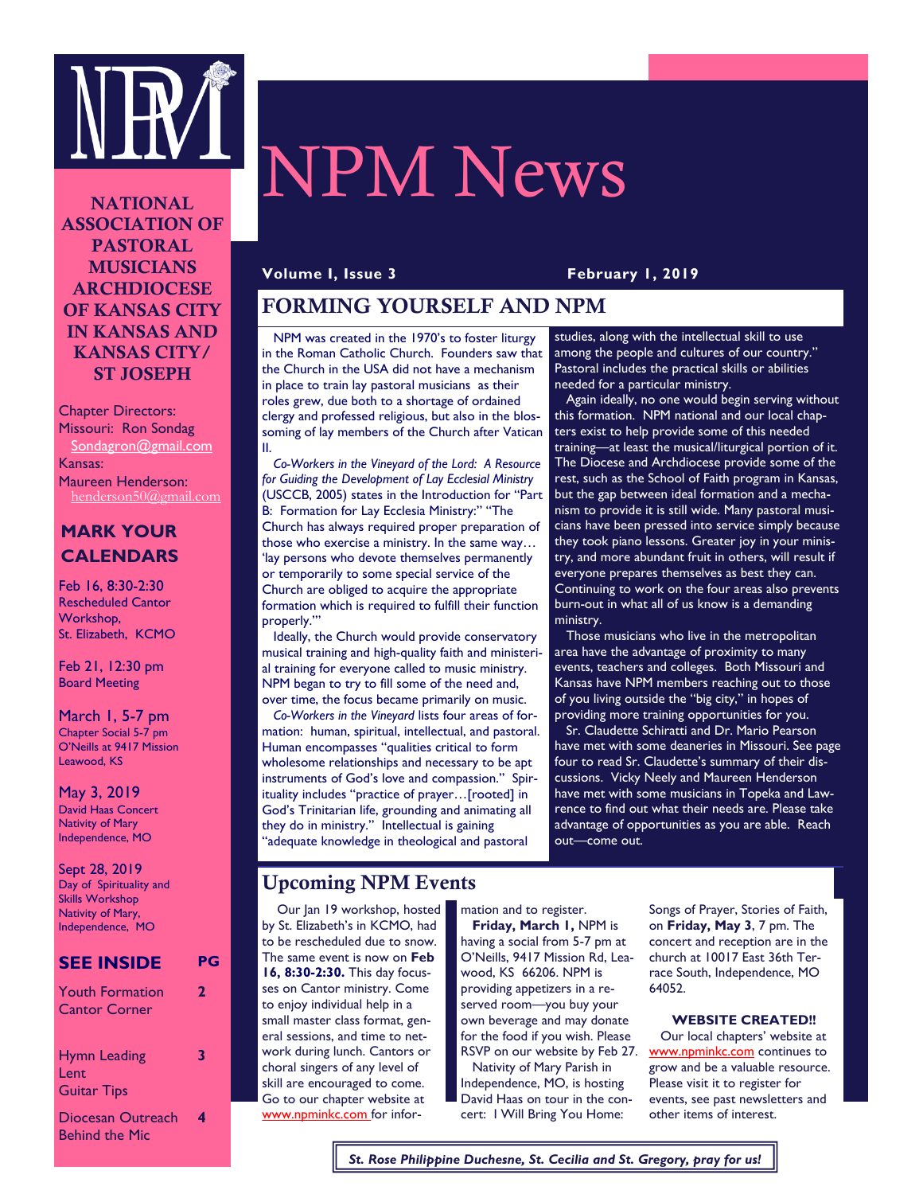# NPM News

**Volume 1, Issue 3** **February 1, 2019**

NATIONAL ASSOCIATION OF PASTORAL MUSICIANS ARCHDIOCESE OF KANSAS CITY IN KANSAS AND KANSAS CITY/ ST JOSEPH

Chapter Directors:
Missouri: Ron Sondag
Sondagron@gmail.com
Kansas:
Maureen Henderson:
henderson50@gmail.com

## MARK YOUR CALENDARS

Feb 16, 8:30-2:30
Rescheduled Cantor Workshop,
St. Elizabeth, KCMO

Feb 21, 12:30 pm
Board Meeting

March 1, 5-7 pm
Chapter Social 5-7 pm
O'Neills at 9417 Mission
Leawood, KS

May 3, 2019
David Haas Concert
Nativity of Mary
Independence, MO

Sept 28, 2019
Day of Spirituality and Skills Workshop
Nativity of Mary,
Independence, MO

## SEE INSIDE

| | PG |
|---|---|
| Youth Formation<br>Cantor Corner | 2 |
| Hymn Leading<br>Lent<br>Guitar Tips | 3 |
| Diocesan Outreach<br>Behind the Mic | 4 |

## FORMING YOURSELF AND NPM

NPM was created in the 1970's to foster liturgy in the Roman Catholic Church. Founders saw that the Church in the USA did not have a mechanism in place to train lay pastoral musicians as their roles grew, due both to a shortage of ordained clergy and professed religious, but also in the blossoming of lay members of the Church after Vatican II.

*Co-Workers in the Vineyard of the Lord: A Resource for Guiding the Development of Lay Ecclesial Ministry* (USCCB, 2005) states in the Introduction for "Part B: Formation for Lay Ecclesia Ministry:" "The Church has always required proper preparation of those who exercise a ministry. In the same way… 'lay persons who devote themselves permanently or temporarily to some special service of the Church are obliged to acquire the appropriate formation which is required to fulfill their function properly.'"

Ideally, the Church would provide conservatory musical training and high-quality faith and ministerial training for everyone called to music ministry. NPM began to try to fill some of the need and, over time, the focus became primarily on music.

*Co-Workers in the Vineyard* lists four areas of formation: human, spiritual, intellectual, and pastoral. Human encompasses "qualities critical to form wholesome relationships and necessary to be apt instruments of God's love and compassion." Spirituality includes "practice of prayer…[rooted] in God's Trinitarian life, grounding and animating all they do in ministry." Intellectual is gaining "adequate knowledge in theological and pastoral studies, along with the intellectual skill to use among the people and cultures of our country." Pastoral includes the practical skills or abilities needed for a particular ministry.

Again ideally, no one would begin serving without this formation. NPM national and our local chapters exist to help provide some of this needed training—at least the musical/liturgical portion of it. The Diocese and Archdiocese provide some of the rest, such as the School of Faith program in Kansas, but the gap between ideal formation and a mechanism to provide it is still wide. Many pastoral musicians have been pressed into service simply because they took piano lessons. Greater joy in your ministry, and more abundant fruit in others, will result if everyone prepares themselves as best they can. Continuing to work on the four areas also prevents burn-out in what all of us know is a demanding ministry.

Those musicians who live in the metropolitan area have the advantage of proximity to many events, teachers and colleges. Both Missouri and Kansas have NPM members reaching out to those of you living outside the "big city," in hopes of providing more training opportunities for you.

Sr. Claudette Schiratti and Dr. Mario Pearson have met with some deaneries in Missouri. See page four to read Sr. Claudette's summary of their discussions. Vicky Neely and Maureen Henderson have met with some musicians in Topeka and Lawrence to find out what their needs are. Please take advantage of opportunities as you are able. Reach out—come out.

## Upcoming NPM Events

Our Jan 19 workshop, hosted by St. Elizabeth's in KCMO, had to be rescheduled due to snow. The same event is now on **Feb 16, 8:30-2:30.** This day focuses on Cantor ministry. Come to enjoy individual help in a small master class format, general sessions, and time to network during lunch. Cantors or choral singers of any level of skill are encouraged to come. Go to our chapter website at www.npminkc.com for information and to register.

**Friday, March 1,** NPM is having a social from 5-7 pm at O'Neills, 9417 Mission Rd, Leawood, KS 66206. NPM is providing appetizers in a reserved room—you buy your own beverage and may donate for the food if you wish. Please RSVP on our website by Feb 27.

Nativity of Mary Parish in Independence, MO, is hosting David Haas on tour in the concert: I Will Bring You Home: Songs of Prayer, Stories of Faith, on **Friday, May 3**, 7 pm. The concert and reception are in the church at 10017 East 36th Terrace South, Independence, MO 64052.

**WEBSITE CREATED!!**

Our local chapters' website at www.npminkc.com continues to grow and be a valuable resource. Please visit it to register for events, see past newsletters and other items of interest.

*St. Rose Philippine Duchesne, St. Cecilia and St. Gregory, pray for us!*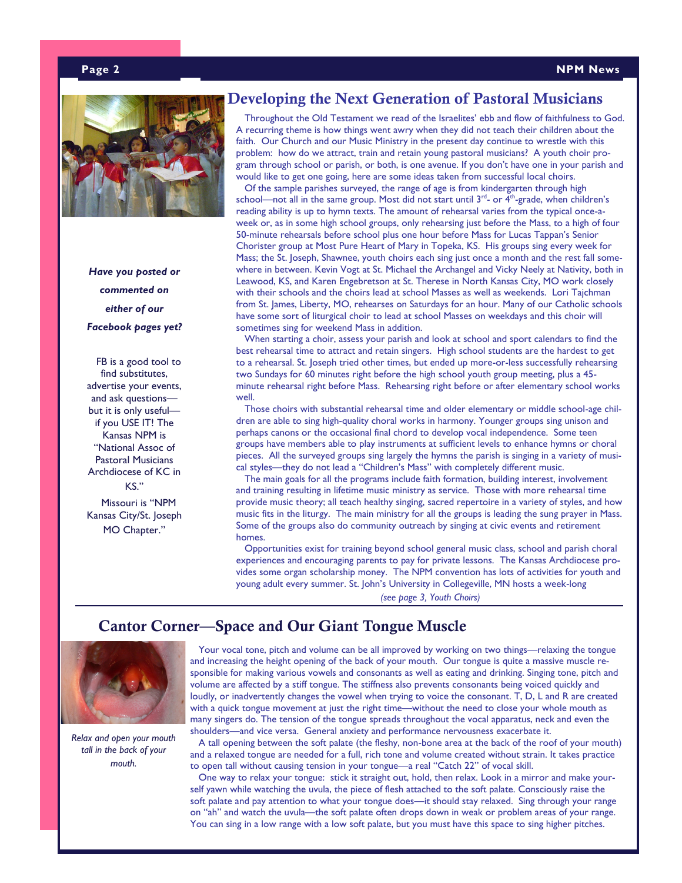## Developing the Next Generation of Pastoral Musicians

Throughout the Old Testament we read of the Israelites' ebb and flow of faithfulness to God. A recurring theme is how things went awry when they did not teach their children about the faith. Our Church and our Music Ministry in the present day continue to wrestle with this problem: how do we attract, train and retain young pastoral musicians? A youth choir program through school or parish, or both, is one avenue. If you don't have one in your parish and would like to get one going, here are some ideas taken from successful local choirs.

Of the sample parishes surveyed, the range of age is from kindergarten through high school—not all in the same group. Most did not start until 3rd- or 4th-grade, when children's reading ability is up to hymn texts. The amount of rehearsal varies from the typical once-a-week or, as in some high school groups, only rehearsing just before the Mass, to a high of four 50-minute rehearsals before school plus one hour before Mass for Lucas Tappan's Senior Chorister group at Most Pure Heart of Mary in Topeka, KS. His groups sing every week for Mass; the St. Joseph, Shawnee, youth choirs each sing just once a month and the rest fall somewhere in between. Kevin Vogt at St. Michael the Archangel and Vicky Neely at Nativity, both in Leawood, KS, and Karen Engebretson at St. Therese in North Kansas City, MO work closely with their schools and the choirs lead at school Masses as well as weekends. Lori Tajchman from St. James, Liberty, MO, rehearses on Saturdays for an hour. Many of our Catholic schools have some sort of liturgical choir to lead at school Masses on weekdays and this choir will sometimes sing for weekend Mass in addition.

When starting a choir, assess your parish and look at school and sport calendars to find the best rehearsal time to attract and retain singers. High school students are the hardest to get to a rehearsal. St. Joseph tried other times, but ended up more-or-less successfully rehearsing two Sundays for 60 minutes right before the high school youth group meeting, plus a 45-minute rehearsal right before Mass. Rehearsing right before or after elementary school works well.

Those choirs with substantial rehearsal time and older elementary or middle school-age children are able to sing high-quality choral works in harmony. Younger groups sing unison and perhaps canons or the occasional final chord to develop vocal independence. Some teen groups have members able to play instruments at sufficient levels to enhance hymns or choral pieces. All the surveyed groups sing largely the hymns the parish is singing in a variety of musical styles—they do not lead a "Children's Mass" with completely different music.

The main goals for all the programs include faith formation, building interest, involvement and training resulting in lifetime music ministry as service. Those with more rehearsal time provide music theory; all teach healthy singing, sacred repertoire in a variety of styles, and how music fits in the liturgy. The main ministry for all the groups is leading the sung prayer in Mass. Some of the groups also do community outreach by singing at civic events and retirement homes.

Opportunities exist for training beyond school general music class, school and parish choral experiences and encouraging parents to pay for private lessons. The Kansas Archdiocese provides some organ scholarship money. The NPM convention has lots of activities for youth and young adult every summer. St. John's University in Collegeville, MN hosts a week-long

*(see page 3, Youth Choirs)*

***Have you posted or commented on either of our Facebook pages yet?***

FB is a good tool to find substitutes, advertise your events, and ask questions—but it is only useful—if you USE IT! The Kansas NPM is "National Assoc of Pastoral Musicians Archdiocese of KC in KS."

Missouri is "NPM Kansas City/St. Joseph MO Chapter."

## Cantor Corner—Space and Our Giant Tongue Muscle

*Relax and open your mouth tall in the back of your mouth.*

Your vocal tone, pitch and volume can be all improved by working on two things—relaxing the tongue and increasing the height opening of the back of your mouth. Our tongue is quite a massive muscle responsible for making various vowels and consonants as well as eating and drinking. Singing tone, pitch and volume are affected by a stiff tongue. The stiffness also prevents consonants being voiced quickly and loudly, or inadvertently changes the vowel when trying to voice the consonant. T, D, L and R are created with a quick tongue movement at just the right time—without the need to close your whole mouth as many singers do. The tension of the tongue spreads throughout the vocal apparatus, neck and even the shoulders—and vice versa. General anxiety and performance nervousness exacerbate it.

A tall opening between the soft palate (the fleshy, non-bone area at the back of the roof of your mouth) and a relaxed tongue are needed for a full, rich tone and volume created without strain. It takes practice to open tall without causing tension in your tongue—a real "Catch 22" of vocal skill.

One way to relax your tongue: stick it straight out, hold, then relax. Look in a mirror and make yourself yawn while watching the uvula, the piece of flesh attached to the soft palate. Consciously raise the soft palate and pay attention to what your tongue does—it should stay relaxed. Sing through your range on "ah" and watch the uvula—the soft palate often drops down in weak or problem areas of your range. You can sing in a low range with a low soft palate, but you must have this space to sing higher pitches.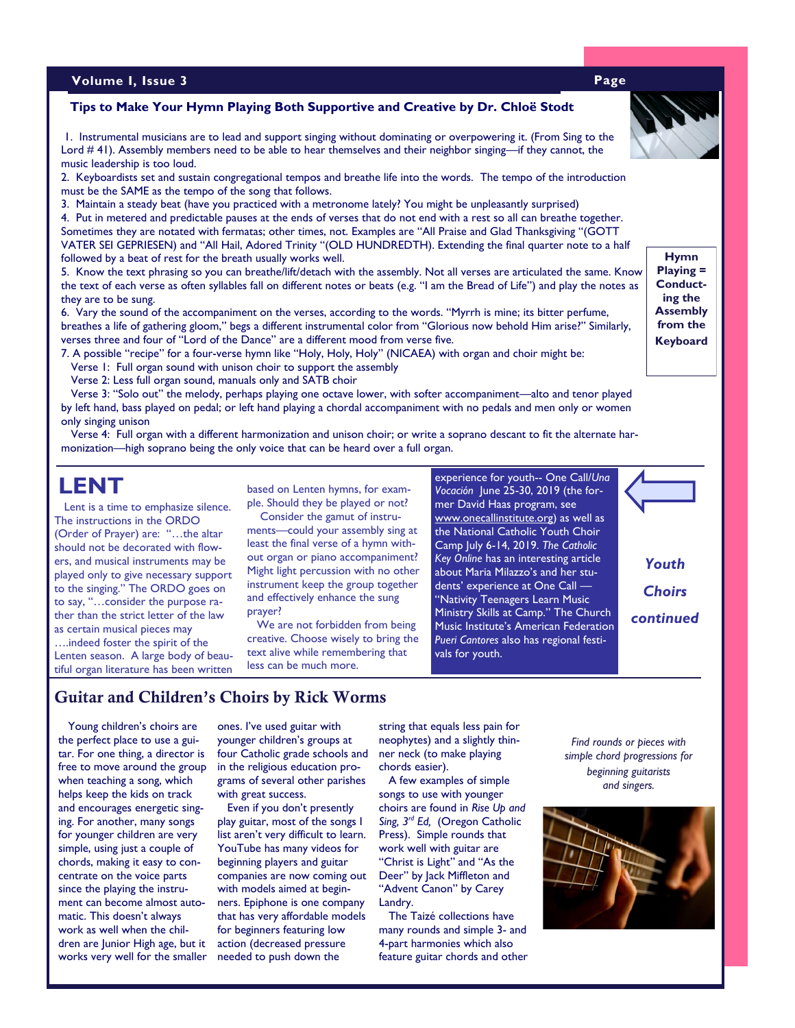## Tips to Make Your Hymn Playing Both Supportive and Creative by Dr. Chloë Stodt

1. Instrumental musicians are to lead and support singing without dominating or overpowering it. (From Sing to the Lord # 41). Assembly members need to be able to hear themselves and their neighbor singing—if they cannot, the music leadership is too loud.
2. Keyboardists set and sustain congregational tempos and breathe life into the words. The tempo of the introduction must be the SAME as the tempo of the song that follows.
3. Maintain a steady beat (have you practiced with a metronome lately? You might be unpleasantly surprised)
4. Put in metered and predictable pauses at the ends of verses that do not end with a rest so all can breathe together. Sometimes they are notated with fermatas; other times, not. Examples are "All Praise and Glad Thanksgiving "(GOTT VATER SEI GEPRIESEN) and "All Hail, Adored Trinity "(OLD HUNDREDTH). Extending the final quarter note to a half followed by a beat of rest for the breath usually works well.
5. Know the text phrasing so you can breathe/lift/detach with the assembly. Not all verses are articulated the same. Know the text of each verse as often syllables fall on different notes or beats (e.g. "I am the Bread of Life") and play the notes as they are to be sung.
6. Vary the sound of the accompaniment on the verses, according to the words. "Myrrh is mine; its bitter perfume, breathes a life of gathering gloom," begs a different instrumental color from "Glorious now behold Him arise?" Similarly, verses three and four of "Lord of the Dance" are a different mood from verse five.
7. A possible "recipe" for a four-verse hymn like "Holy, Holy, Holy" (NICAEA) with organ and choir might be:

Verse 1: Full organ sound with unison choir to support the assembly

Verse 2: Less full organ sound, manuals only and SATB choir

Verse 3: "Solo out" the melody, perhaps playing one octave lower, with softer accompaniment—alto and tenor played by left hand, bass played on pedal; or left hand playing a chordal accompaniment with no pedals and men only or women only singing unison

Verse 4: Full organ with a different harmonization and unison choir; or write a soprano descant to fit the alternate harmonization—high soprano being the only voice that can be heard over a full organ.

**Hymn Playing = Conducting the Assembly from the Keyboard**

# LENT

Lent is a time to emphasize silence. The instructions in the ORDO (Order of Prayer) are: "…the altar should not be decorated with flowers, and musical instruments may be played only to give necessary support to the singing." The ORDO goes on to say, "…consider the purpose rather than the strict letter of the law as certain musical pieces may ….indeed foster the spirit of the Lenten season. A large body of beautiful organ literature has been written based on Lenten hymns, for example. Should they be played or not?

Consider the gamut of instruments—could your assembly sing at least the final verse of a hymn without organ or piano accompaniment? Might light percussion with no other instrument keep the group together and effectively enhance the sung prayer?

We are not forbidden from being creative. Choose wisely to bring the text alive while remembering that less can be much more.

experience for youth-- One Call/*Una Vocación* June 25-30, 2019 (the former David Haas program, see www.onecallinstitute.org) as well as the National Catholic Youth Choir Camp July 6-14, 2019. *The Catholic Key Online* has an interesting article about Maria Milazzo's and her students' experience at One Call — "Nativity Teenagers Learn Music Ministry Skills at Camp." The Church Music Institute's American Federation *Pueri Cantores* also has regional festivals for youth.

***Youth Choirs continued***

## Guitar and Children's Choirs by Rick Worms

Young children's choirs are the perfect place to use a guitar. For one thing, a director is free to move around the group when teaching a song, which helps keep the kids on track and encourages energetic singing. For another, many songs for younger children are very simple, using just a couple of chords, making it easy to concentrate on the voice parts since the playing the instrument can become almost automatic. This doesn't always work as well when the children are Junior High age, but it works very well for the smaller ones. I've used guitar with younger children's groups at four Catholic grade schools and in the religious education programs of several other parishes with great success.

Even if you don't presently play guitar, most of the songs I list aren't very difficult to learn. YouTube has many videos for beginning players and guitar companies are now coming out with models aimed at beginners. Epiphone is one company that has very affordable models for beginners featuring low action (decreased pressure needed to push down the string that equals less pain for neophytes) and a slightly thinner neck (to make playing chords easier).

A few examples of simple songs to use with younger choirs are found in *Rise Up and Sing, 3rd Ed,* (Oregon Catholic Press). Simple rounds that work well with guitar are "Christ is Light" and "As the Deer" by Jack Miffleton and "Advent Canon" by Carey Landry.

The Taizé collections have many rounds and simple 3- and 4-part harmonies which also feature guitar chords and other

*Find rounds or pieces with simple chord progressions for beginning guitarists and singers.*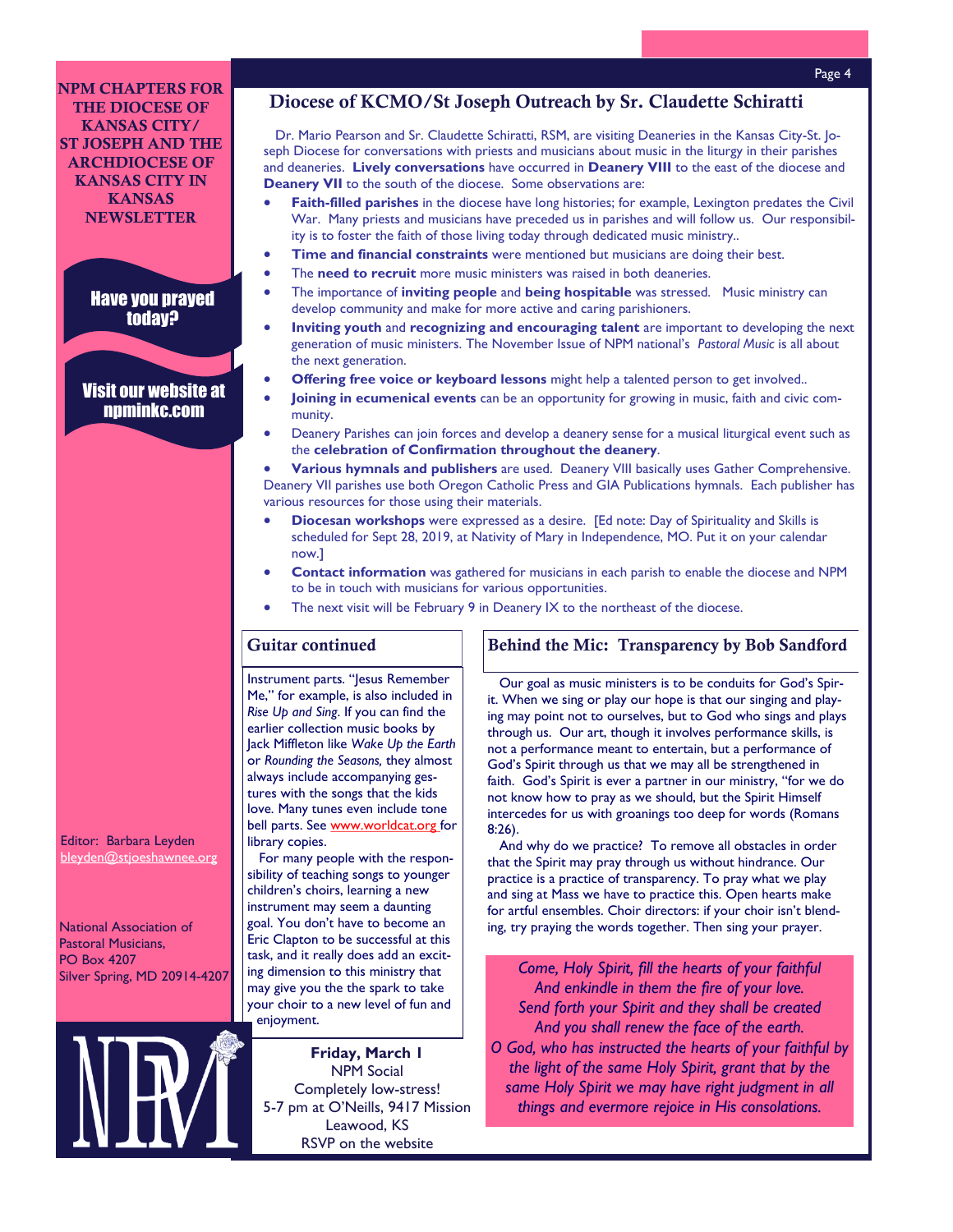**NPM CHAPTERS FOR THE DIOCESE OF KANSAS CITY/ ST JOSEPH AND THE ARCHDIOCESE OF KANSAS CITY IN KANSAS NEWSLETTER**

**Have you prayed today?**

**Visit our website at npminkc.com**

## Diocese of KCMO/St Joseph Outreach by Sr. Claudette Schiratti

Dr. Mario Pearson and Sr. Claudette Schiratti, RSM, are visiting Deaneries in the Kansas City-St. Joseph Diocese for conversations with priests and musicians about music in the liturgy in their parishes and deaneries. **Lively conversations** have occurred in **Deanery VIII** to the east of the diocese and **Deanery VII** to the south of the diocese. Some observations are:

- **Faith-filled parishes** in the diocese have long histories; for example, Lexington predates the Civil War. Many priests and musicians have preceded us in parishes and will follow us. Our responsibility is to foster the faith of those living today through dedicated music ministry..
- **Time and financial constraints** were mentioned but musicians are doing their best.
- The **need to recruit** more music ministers was raised in both deaneries.
- The importance of **inviting people** and **being hospitable** was stressed. Music ministry can develop community and make for more active and caring parishioners.
- **Inviting youth** and **recognizing and encouraging talent** are important to developing the next generation of music ministers. The November Issue of NPM national's *Pastoral Music* is all about the next generation.
- **Offering free voice or keyboard lessons** might help a talented person to get involved..
- **Joining in ecumenical events** can be an opportunity for growing in music, faith and civic community.
- Deanery Parishes can join forces and develop a deanery sense for a musical liturgical event such as the **celebration of Confirmation throughout the deanery**.
- **Various hymnals and publishers** are used. Deanery VIII basically uses Gather Comprehensive. Deanery VII parishes use both Oregon Catholic Press and GIA Publications hymnals. Each publisher has various resources for those using their materials.
- **Diocesan workshops** were expressed as a desire. [Ed note: Day of Spirituality and Skills is scheduled for Sept 28, 2019, at Nativity of Mary in Independence, MO. Put it on your calendar now.]
- **Contact information** was gathered for musicians in each parish to enable the diocese and NPM to be in touch with musicians for various opportunities.
- The next visit will be February 9 in Deanery IX to the northeast of the diocese.

## Guitar continued

Instrument parts. "Jesus Remember Me," for example, is also included in *Rise Up and Sing*. If you can find the earlier collection music books by Jack Miffleton like *Wake Up the Earth* or *Rounding the Seasons,* they almost always include accompanying gestures with the songs that the kids love. Many tunes even include tone bell parts. See www.worldcat.org for library copies.

For many people with the responsibility of teaching songs to younger children's choirs, learning a new instrument may seem a daunting goal. You don't have to become an Eric Clapton to be successful at this task, and it really does add an exciting dimension to this ministry that may give you the the spark to take your choir to a new level of fun and enjoyment.

**Friday, March 1**
NPM Social
Completely low-stress!
5-7 pm at O'Neills, 9417 Mission
Leawood, KS
RSVP on the website

## Behind the Mic: Transparency by Bob Sandford

Our goal as music ministers is to be conduits for God's Spirit. When we sing or play our hope is that our singing and playing may point not to ourselves, but to God who sings and plays through us. Our art, though it involves performance skills, is not a performance meant to entertain, but a performance of God's Spirit through us that we may all be strengthened in faith. God's Spirit is ever a partner in our ministry, "for we do not know how to pray as we should, but the Spirit Himself intercedes for us with groanings too deep for words (Romans 8:26).

And why do we practice? To remove all obstacles in order that the Spirit may pray through us without hindrance. Our practice is a practice of transparency. To pray what we play and sing at Mass we have to practice this. Open hearts make for artful ensembles. Choir directors: if your choir isn't blending, try praying the words together. Then sing your prayer.

*Come, Holy Spirit, fill the hearts of your faithful*
*And enkindle in them the fire of your love.*
*Send forth your Spirit and they shall be created*
*And you shall renew the face of the earth.*
*O God, who has instructed the hearts of your faithful by the light of the same Holy Spirit, grant that by the same Holy Spirit we may have right judgment in all things and evermore rejoice in His consolations.*

Editor: Barbara Leyden
bleyden@stjoeshawnee.org

National Association of Pastoral Musicians,
PO Box 4207
Silver Spring, MD 20914-4207